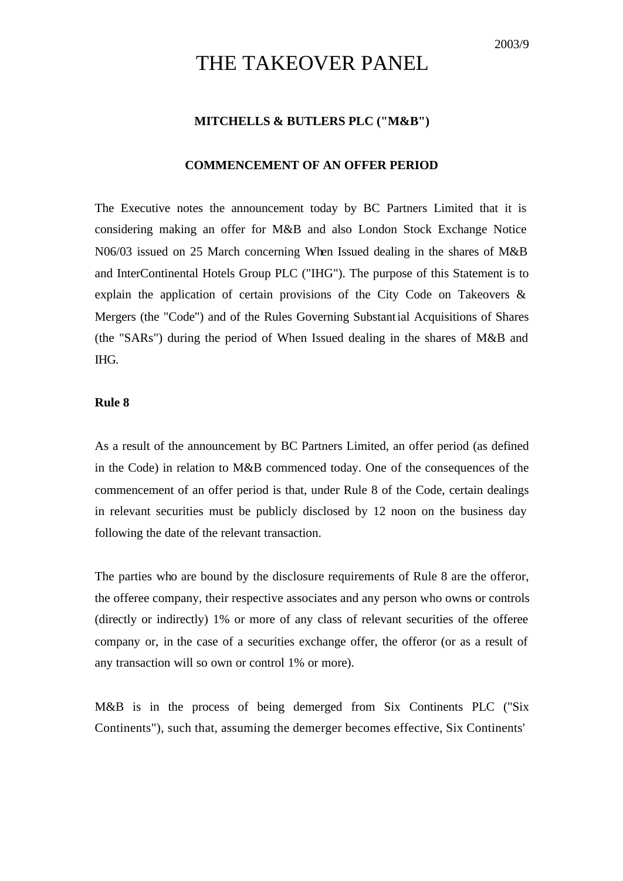2003/9

# THE TAKEOVER PANEL

**MITCHELLS & BUTLERS PLC ("M&B")**

**COMMENCEMENT OF AN OFFER PERIOD**

The Executive notes the announcement today by BC Partners Limited that it is considering making an offer for M&B and also London Stock Exchange Notice N06/03 issued on 25 March concerning When Issued dealing in the shares of M&B and InterContinental Hotels Group PLC ("IHG"). The purpose of this Statement is to explain the application of certain provisions of the City Code on Takeovers & Mergers (the "Code") and of the Rules Governing Substantial Acquisitions of Shares (the "SARs") during the period of When Issued dealing in the shares of M&B and IHG.

**Rule 8**

As a result of the announcement by BC Partners Limited, an offer period (as defined in the Code) in relation to M&B commenced today. One of the consequences of the commencement of an offer period is that, under Rule 8 of the Code, certain dealings in relevant securities must be publicly disclosed by 12 noon on the business day following the date of the relevant transaction.

The parties who are bound by the disclosure requirements of Rule 8 are the offeror, the offeree company, their respective associates and any person who owns or controls (directly or indirectly) 1% or more of any class of relevant securities of the offeree company or, in the case of a securities exchange offer, the offeror (or as a result of any transaction will so own or control 1% or more).

M&B is in the process of being demerged from Six Continents PLC ("Six Continents"), such that, assuming the demerger becomes effective, Six Continents'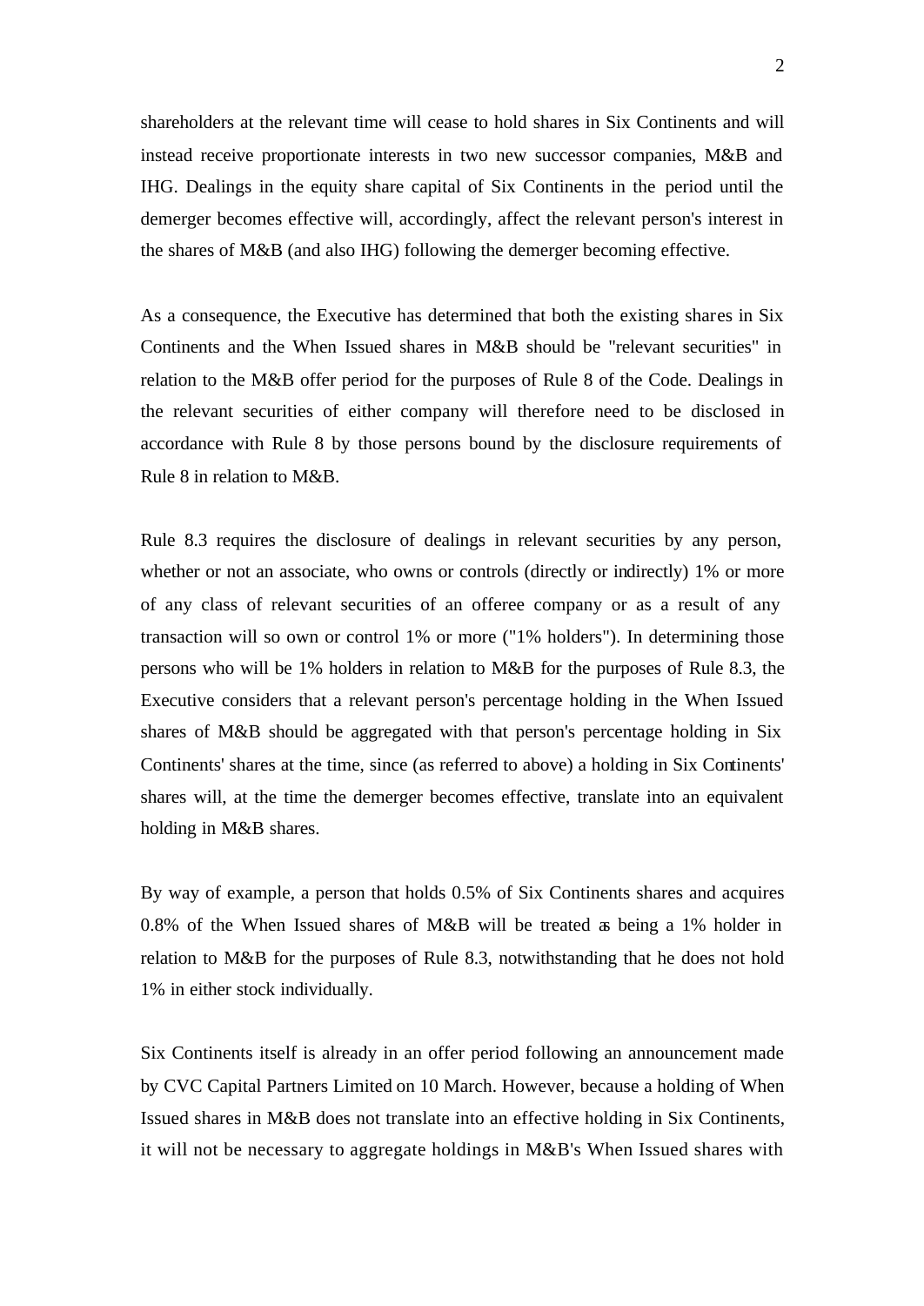shareholders at the relevant time will cease to hold shares in Six Continents and will instead receive proportionate interests in two new successor companies, M&B and IHG. Dealings in the equity share capital of Six Continents in the period until the demerger becomes effective will, accordingly, affect the relevant person's interest in the shares of M&B (and also IHG) following the demerger becoming effective.

As a consequence, the Executive has determined that both the existing shares in Six Continents and the When Issued shares in M&B should be "relevant securities" in relation to the M&B offer period for the purposes of Rule 8 of the Code. Dealings in the relevant securities of either company will therefore need to be disclosed in accordance with Rule 8 by those persons bound by the disclosure requirements of Rule 8 in relation to M&B.

Rule 8.3 requires the disclosure of dealings in relevant securities by any person, whether or not an associate, who owns or controls (directly or indirectly) 1% or more of any class of relevant securities of an offeree company or as a result of any transaction will so own or control 1% or more ("1% holders"). In determining those persons who will be 1% holders in relation to M&B for the purposes of Rule 8.3, the Executive considers that a relevant person's percentage holding in the When Issued shares of M&B should be aggregated with that person's percentage holding in Six Continents' shares at the time, since (as referred to above) a holding in Six Continents' shares will, at the time the demerger becomes effective, translate into an equivalent holding in M&B shares.

By way of example, a person that holds 0.5% of Six Continents shares and acquires 0.8% of the When Issued shares of M&B will be treated as being a 1% holder in relation to M&B for the purposes of Rule 8.3, notwithstanding that he does not hold 1% in either stock individually.

Six Continents itself is already in an offer period following an announcement made by CVC Capital Partners Limited on 10 March. However, because a holding of When Issued shares in M&B does not translate into an effective holding in Six Continents, it will not be necessary to aggregate holdings in M&B's When Issued shares with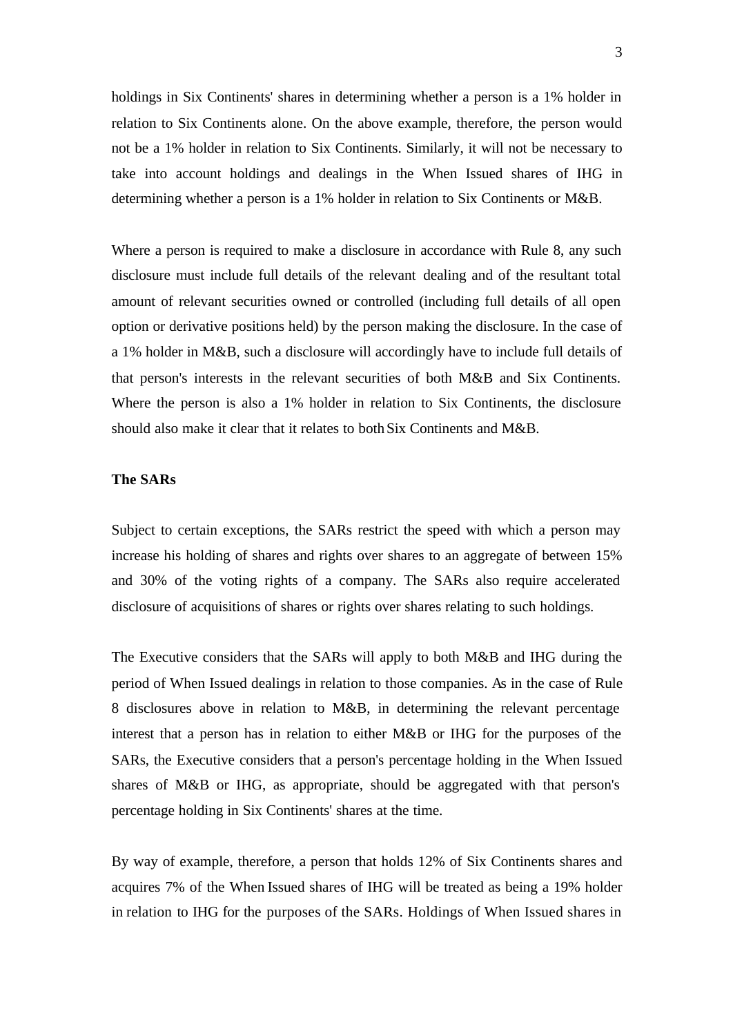holdings in Six Continents' shares in determining whether a person is a 1% holder in relation to Six Continents alone. On the above example, therefore, the person would not be a 1% holder in relation to Six Continents. Similarly, it will not be necessary to take into account holdings and dealings in the When Issued shares of IHG in determining whether a person is a 1% holder in relation to Six Continents or M&B.

Where a person is required to make a disclosure in accordance with Rule 8, any such disclosure must include full details of the relevant dealing and of the resultant total amount of relevant securities owned or controlled (including full details of all open option or derivative positions held) by the person making the disclosure. In the case of a 1% holder in M&B, such a disclosure will accordingly have to include full details of that person's interests in the relevant securities of both M&B and Six Continents. Where the person is also a 1% holder in relation to Six Continents, the disclosure should also make it clear that it relates to both Six Continents and M&B.

**The SARs**

Subject to certain exceptions, the SARs restrict the speed with which a person may increase his holding of shares and rights over shares to an aggregate of between 15% and 30% of the voting rights of a company. The SARs also require accelerated disclosure of acquisitions of shares or rights over shares relating to such holdings.

The Executive considers that the SARs will apply to both M&B and IHG during the period of When Issued dealings in relation to those companies. As in the case of Rule 8 disclosures above in relation to M&B, in determining the relevant percentage interest that a person has in relation to either M&B or IHG for the purposes of the SARs, the Executive considers that a person's percentage holding in the When Issued shares of M&B or IHG, as appropriate, should be aggregated with that person's percentage holding in Six Continents' shares at the time.

By way of example, therefore, a person that holds 12% of Six Continents shares and acquires 7% of the When Issued shares of IHG will be treated as being a 19% holder in relation to IHG for the purposes of the SARs. Holdings of When Issued shares in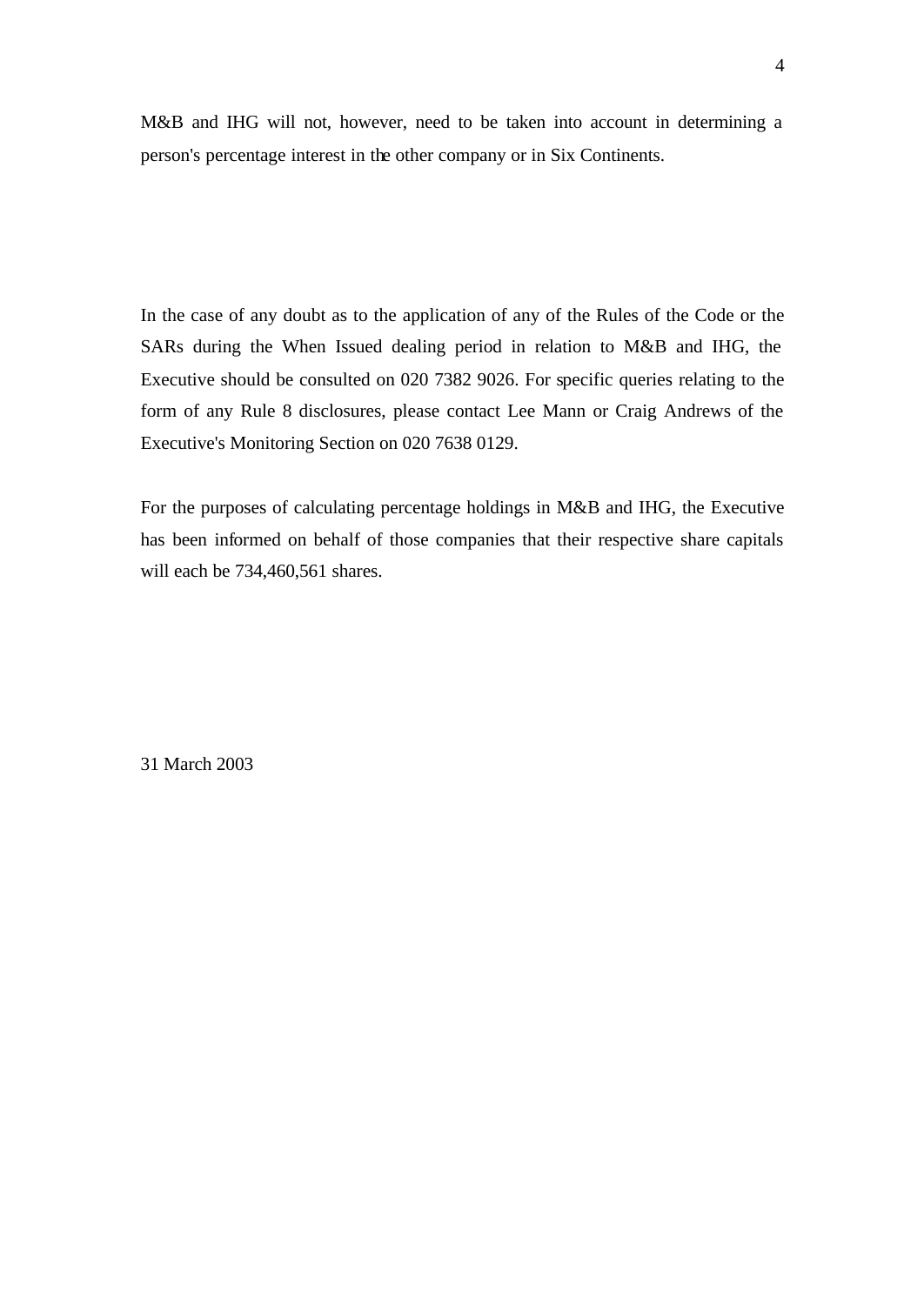M&B and IHG will not, however, need to be taken into account in determining a person's percentage interest in the other company or in Six Continents.

In the case of any doubt as to the application of any of the Rules of the Code or the SARs during the When Issued dealing period in relation to M&B and IHG, the Executive should be consulted on 020 7382 9026. For specific queries relating to the form of any Rule 8 disclosures, please contact Lee Mann or Craig Andrews of the Executive's Monitoring Section on 020 7638 0129.

For the purposes of calculating percentage holdings in M&B and IHG, the Executive has been informed on behalf of those companies that their respective share capitals will each be 734,460,561 shares.

31 March 2003